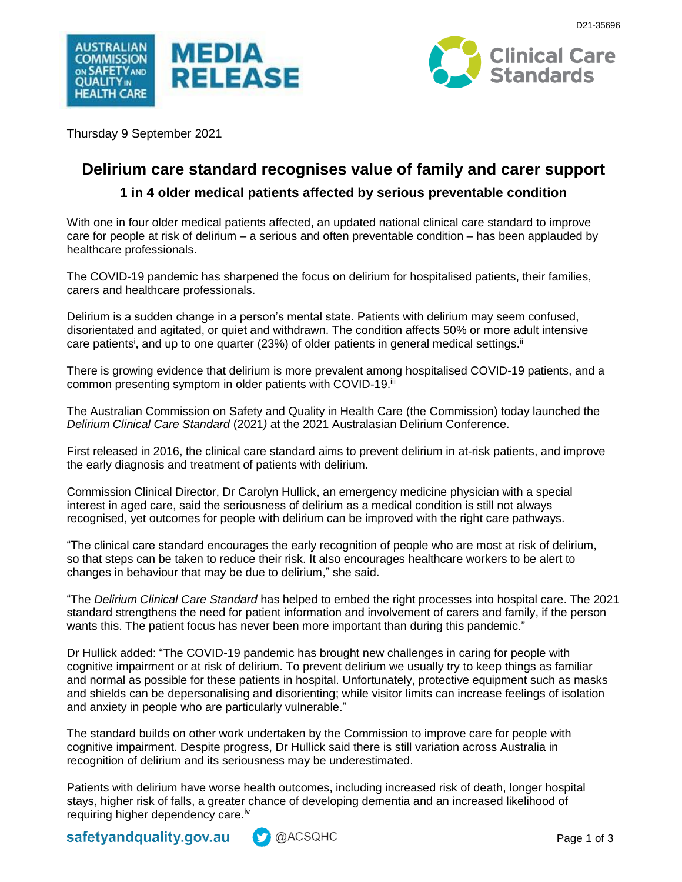D21-35696

MEDIA RELEASE

Thursday 9 September 2021

# Delirium care standard recognises value of family and carer support

## 1 in 4 older medical patients affected by serious preventable condition

With one in four older medical patients affected, an updated national clinical care standard to improve care for people at risk of delirium – a serious and often preventable condition – has been applauded by healthcare professionals.

The COVID-19 pandemic has sharpened the focus on delirium for hospitalised patients, their families, carers and healthcare professionals.

Delirium is a sudden change in a person's mental state. Patients with delirium may seem confused, disorientated and agitated, or quiet and withdrawn. The condition affects 50% or more adult intensive care patients[i], and up to one quarter (23%) of older patients in general medical settings.[ii]

There is growing evidence that delirium is more prevalent among hospitalised COVID-19 patients, and a common presenting symptom in older patients with COVID-19.[iii]

The Australian Commission on Safety and Quality in Health Care (the Commission) today launched the *Delirium Clinical Care Standard* (2021*)* at the 2021 Australasian Delirium Conference.

First released in 2016, the clinical care standard aims to prevent delirium in at-risk patients, and improve the early diagnosis and treatment of patients with delirium.

Commission Clinical Director, Dr Carolyn Hullick, an emergency medicine physician with a special interest in aged care, said the seriousness of delirium as a medical condition is still not always recognised, yet outcomes for people with delirium can be improved with the right care pathways.

"The clinical care standard encourages the early recognition of people who are most at risk of delirium, so that steps can be taken to reduce their risk. It also encourages healthcare workers to be alert to changes in behaviour that may be due to delirium," she said.

"The *Delirium Clinical Care Standard* has helped to embed the right processes into hospital care. The 2021 standard strengthens the need for patient information and involvement of carers and family, if the person wants this. The patient focus has never been more important than during this pandemic."

Dr Hullick added: "The COVID-19 pandemic has brought new challenges in caring for people with cognitive impairment or at risk of delirium. To prevent delirium we usually try to keep things as familiar and normal as possible for these patients in hospital. Unfortunately, protective equipment such as masks and shields can be depersonalising and disorienting; while visitor limits can increase feelings of isolation and anxiety in people who are particularly vulnerable."

The standard builds on other work undertaken by the Commission to improve care for people with cognitive impairment. Despite progress, Dr Hullick said there is still variation across Australia in recognition of delirium and its seriousness may be underestimated.

Patients with delirium have worse health outcomes, including increased risk of death, longer hospital stays, higher risk of falls, a greater chance of developing dementia and an increased likelihood of requiring higher dependency care.[iv]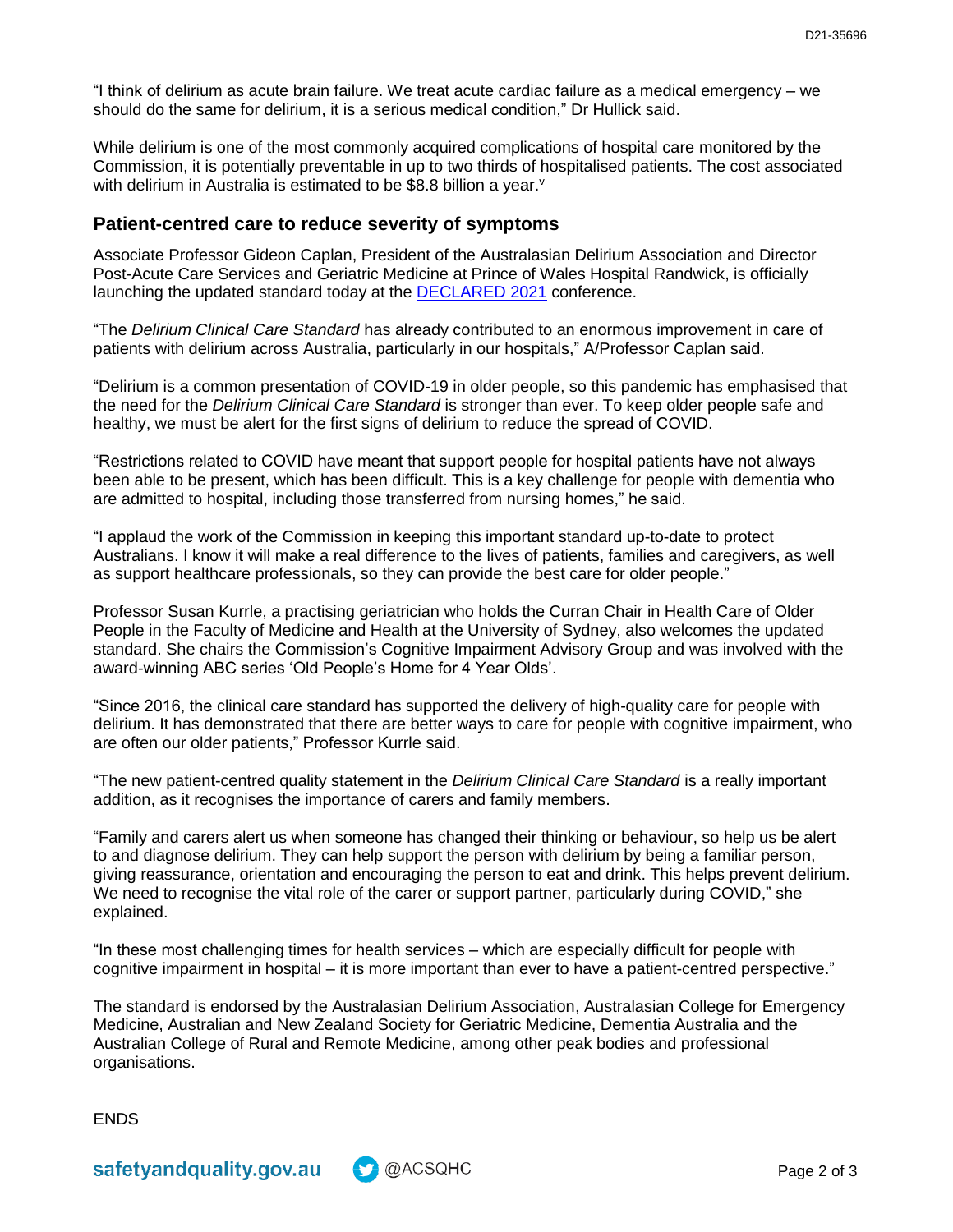"I think of delirium as acute brain failure. We treat acute cardiac failure as a medical emergency – we should do the same for delirium, it is a serious medical condition," Dr Hullick said.

While delirium is one of the most commonly acquired complications of hospital care monitored by the Commission, it is potentially preventable in up to two thirds of hospitalised patients. The cost associated with delirium in Australia is estimated to be $8.8 billion a year.[v]

## Patient-centred care to reduce severity of symptoms

Associate Professor Gideon Caplan, President of the Australasian Delirium Association and Director Post-Acute Care Services and Geriatric Medicine at Prince of Wales Hospital Randwick, is officially launching the updated standard today at the DECLARED 2021 conference.

"The *Delirium Clinical Care Standard* has already contributed to an enormous improvement in care of patients with delirium across Australia, particularly in our hospitals," A/Professor Caplan said.

"Delirium is a common presentation of COVID-19 in older people, so this pandemic has emphasised that the need for the *Delirium Clinical Care Standard* is stronger than ever. To keep older people safe and healthy, we must be alert for the first signs of delirium to reduce the spread of COVID.

"Restrictions related to COVID have meant that support people for hospital patients have not always been able to be present, which has been difficult. This is a key challenge for people with dementia who are admitted to hospital, including those transferred from nursing homes," he said.

"I applaud the work of the Commission in keeping this important standard up-to-date to protect Australians. I know it will make a real difference to the lives of patients, families and caregivers, as well as support healthcare professionals, so they can provide the best care for older people."

Professor Susan Kurrle, a practising geriatrician who holds the Curran Chair in Health Care of Older People in the Faculty of Medicine and Health at the University of Sydney, also welcomes the updated standard. She chairs the Commission's Cognitive Impairment Advisory Group and was involved with the award-winning ABC series 'Old People's Home for 4 Year Olds'.

"Since 2016, the clinical care standard has supported the delivery of high-quality care for people with delirium. It has demonstrated that there are better ways to care for people with cognitive impairment, who are often our older patients," Professor Kurrle said.

"The new patient-centred quality statement in the *Delirium Clinical Care Standard* is a really important addition, as it recognises the importance of carers and family members.

"Family and carers alert us when someone has changed their thinking or behaviour, so help us be alert to and diagnose delirium. They can help support the person with delirium by being a familiar person, giving reassurance, orientation and encouraging the person to eat and drink. This helps prevent delirium. We need to recognise the vital role of the carer or support partner, particularly during COVID," she explained.

"In these most challenging times for health services – which are especially difficult for people with cognitive impairment in hospital – it is more important than ever to have a patient-centred perspective."

The standard is endorsed by the Australasian Delirium Association, Australasian College for Emergency Medicine, Australian and New Zealand Society for Geriatric Medicine, Dementia Australia and the Australian College of Rural and Remote Medicine, among other peak bodies and professional organisations.

ENDS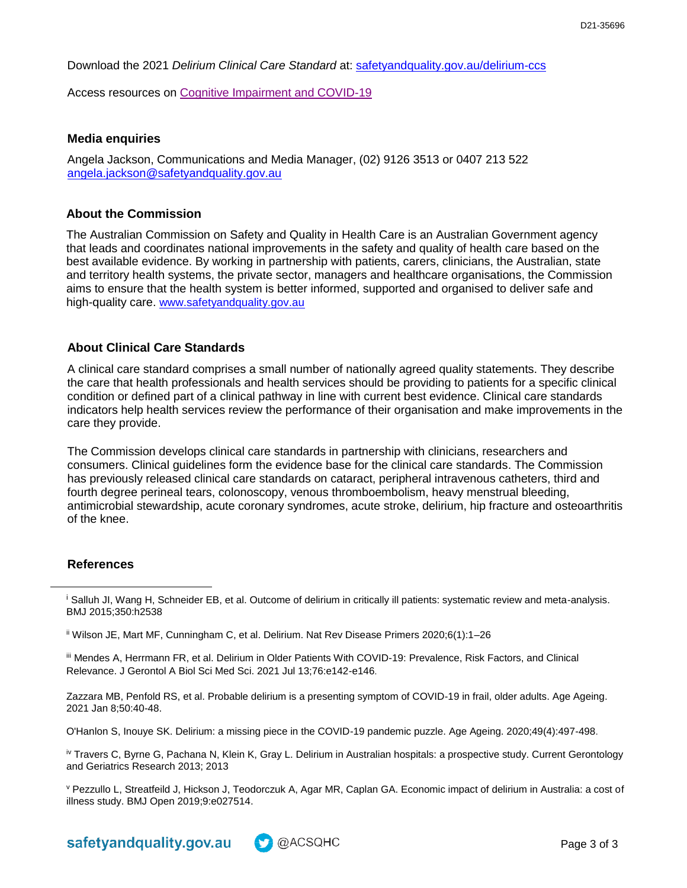Download the 2021 *Delirium Clinical Care Standard* at: [safetyandquality.gov.au/delirium-ccs](safetyandquality.gov.au/delirium-ccs)

Access resources on [Cognitive Impairment and COVID-19]()

## Media enquiries

Angela Jackson, Communications and Media Manager, (02) 9126 3513 or 0407 213 522
angela.jackson@safetyandquality.gov.au

## About the Commission

The Australian Commission on Safety and Quality in Health Care is an Australian Government agency that leads and coordinates national improvements in the safety and quality of health care based on the best available evidence. By working in partnership with patients, carers, clinicians, the Australian, state and territory health systems, the private sector, managers and healthcare organisations, the Commission aims to ensure that the health system is better informed, supported and organised to deliver safe and high-quality care. [www.safetyandquality.gov.au](www.safetyandquality.gov.au)

## About Clinical Care Standards

A clinical care standard comprises a small number of nationally agreed quality statements. They describe the care that health professionals and health services should be providing to patients for a specific clinical condition or defined part of a clinical pathway in line with current best evidence. Clinical care standards indicators help health services review the performance of their organisation and make improvements in the care they provide.

The Commission develops clinical care standards in partnership with clinicians, researchers and consumers. Clinical guidelines form the evidence base for the clinical care standards. The Commission has previously released clinical care standards on cataract, peripheral intravenous catheters, third and fourth degree perineal tears, colonoscopy, venous thromboembolism, heavy menstrual bleeding, antimicrobial stewardship, acute coronary syndromes, acute stroke, delirium, hip fracture and osteoarthritis of the knee.

## References

[i] Salluh JI, Wang H, Schneider EB, et al. Outcome of delirium in critically ill patients: systematic review and meta-analysis. BMJ 2015;350:h2538

[ii] Wilson JE, Mart MF, Cunningham C, et al. Delirium. Nat Rev Disease Primers 2020;6(1):1–26

[iii] Mendes A, Herrmann FR, et al. Delirium in Older Patients With COVID-19: Prevalence, Risk Factors, and Clinical Relevance. J Gerontol A Biol Sci Med Sci. 2021 Jul 13;76:e142-e146.

Zazzara MB, Penfold RS, et al. Probable delirium is a presenting symptom of COVID-19 in frail, older adults. Age Ageing. 2021 Jan 8;50:40-48.

O'Hanlon S, Inouye SK. Delirium: a missing piece in the COVID-19 pandemic puzzle. Age Ageing. 2020;49(4):497-498.

[iv] Travers C, Byrne G, Pachana N, Klein K, Gray L. Delirium in Australian hospitals: a prospective study. Current Gerontology and Geriatrics Research 2013; 2013

[v] Pezzullo L, Streatfeild J, Hickson J, Teodorczuk A, Agar MR, Caplan GA. Economic impact of delirium in Australia: a cost of illness study. BMJ Open 2019;9:e027514.